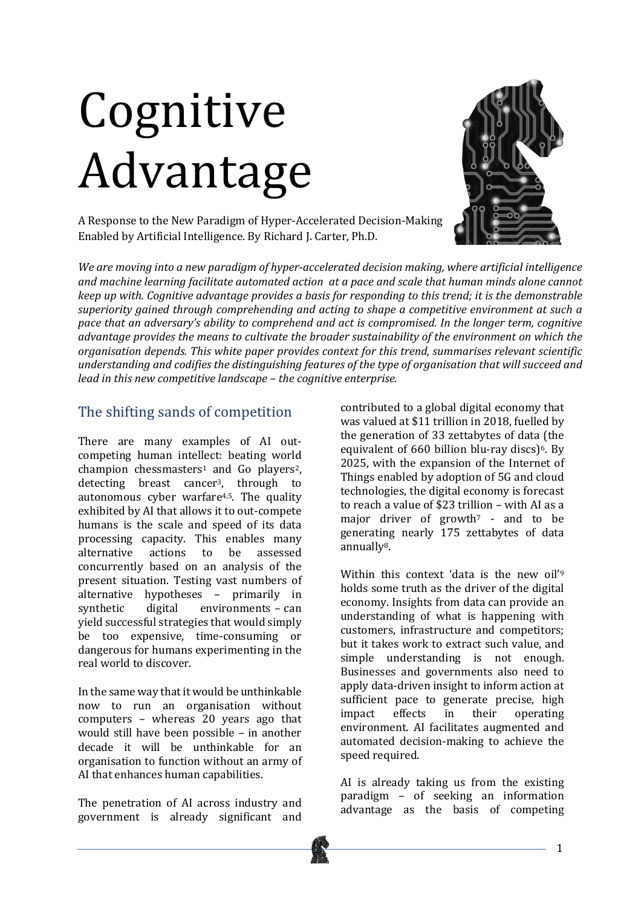# Cognitive Advantage

A Response to the New Paradigm of Hyper-Accelerated Decision-Making Enabled by Artificial Intelligence. By Richard J. Carter, Ph.D.

*We are moving into a new paradigm of hyper-accelerated decision making, where artificial intelligence and machine learning facilitate automated action at a pace and scale that human minds alone cannot keep up with. Cognitive advantage provides a basis for responding to this trend; it is the demonstrable superiority gained through comprehending and acting to shape a competitive environment at such a pace that an adversary's ability to comprehend and act is compromised. In the longer term, cognitive advantage provides the means to cultivate the broader sustainability of the environment on which the organisation depends. This white paper provides context for this trend, summarises relevant scientific understanding and codifies the distinguishing features of the type of organisation that will succeed and lead in this new competitive landscape – the cognitive enterprise.*

## The shifting sands of competition

There are many examples of AI out-competing human intellect: beating world champion chessmasters[1] and Go players[2], detecting breast cancer[3], through to autonomous cyber warfare[4,5]. The quality exhibited by AI that allows it to out-compete humans is the scale and speed of its data processing capacity. This enables many alternative actions to be assessed concurrently based on an analysis of the present situation. Testing vast numbers of alternative hypotheses – primarily in synthetic digital environments – can yield successful strategies that would simply be too expensive, time-consuming or dangerous for humans experimenting in the real world to discover.

In the same way that it would be unthinkable now to run an organisation without computers – whereas 20 years ago that would still have been possible – in another decade it will be unthinkable for an organisation to function without an army of AI that enhances human capabilities.

The penetration of AI across industry and government is already significant and contributed to a global digital economy that was valued at $11 trillion in 2018, fuelled by the generation of 33 zettabytes of data (the equivalent of 660 billion blu-ray discs)[6]. By 2025, with the expansion of the Internet of Things enabled by adoption of 5G and cloud technologies, the digital economy is forecast to reach a value of $23 trillion – with AI as a major driver of growth[7] - and to be generating nearly 175 zettabytes of data annually[8].

Within this context 'data is the new oil'[9] holds some truth as the driver of the digital economy. Insights from data can provide an understanding of what is happening with customers, infrastructure and competitors; but it takes work to extract such value, and simple understanding is not enough. Businesses and governments also need to apply data-driven insight to inform action at sufficient pace to generate precise, high impact effects in their operating environment. AI facilitates augmented and automated decision-making to achieve the speed required.

AI is already taking us from the existing paradigm – of seeking an information advantage as the basis of competing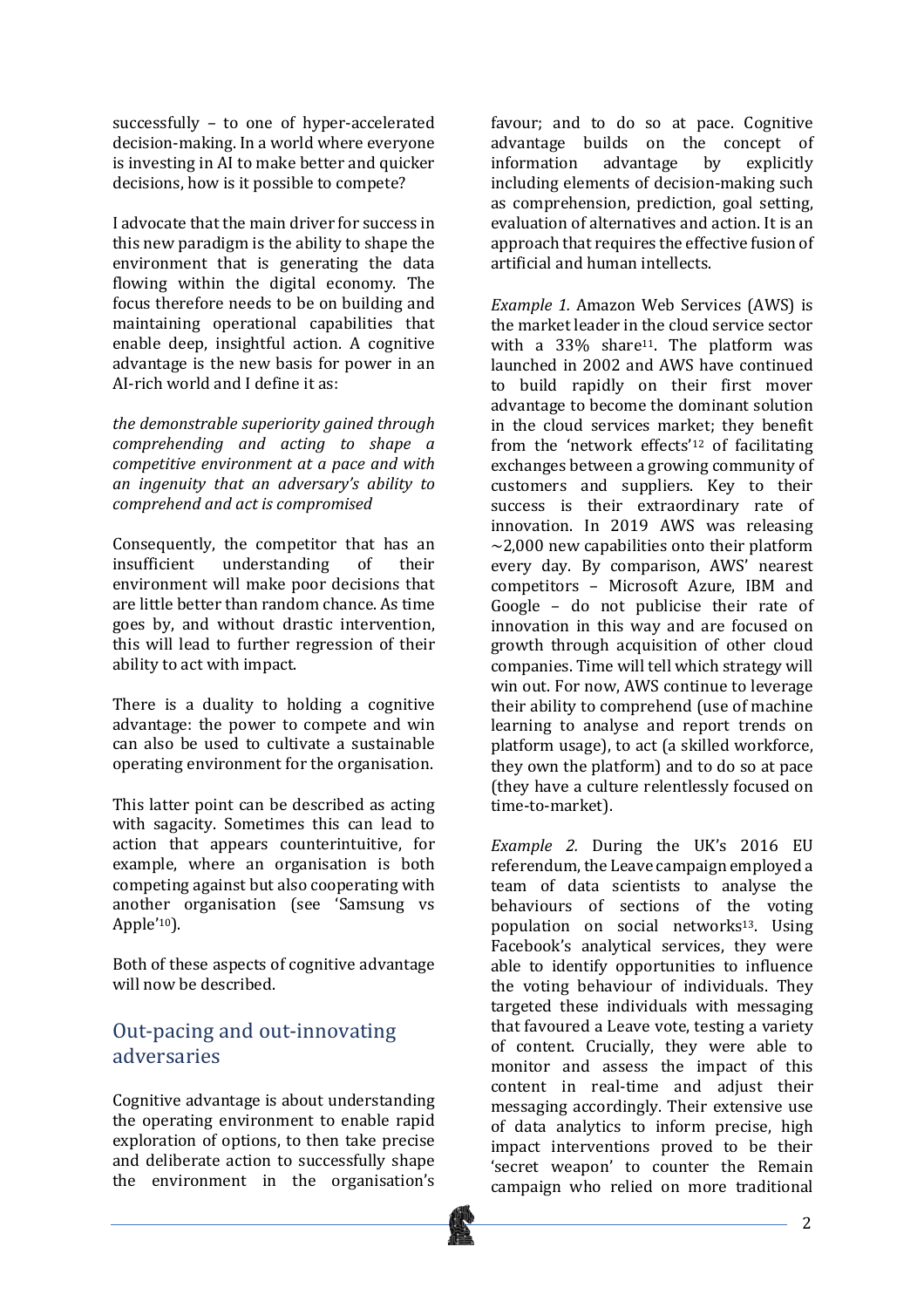successfully – to one of hyper-accelerated decision-making. In a world where everyone is investing in AI to make better and quicker decisions, how is it possible to compete?

I advocate that the main driver for success in this new paradigm is the ability to shape the environment that is generating the data flowing within the digital economy. The focus therefore needs to be on building and maintaining operational capabilities that enable deep, insightful action. A cognitive advantage is the new basis for power in an AI-rich world and I define it as:

*the demonstrable superiority gained through comprehending and acting to shape a competitive environment at a pace and with an ingenuity that an adversary's ability to comprehend and act is compromised*

Consequently, the competitor that has an insufficient understanding of their environment will make poor decisions that are little better than random chance. As time goes by, and without drastic intervention, this will lead to further regression of their ability to act with impact.

There is a duality to holding a cognitive advantage: the power to compete and win can also be used to cultivate a sustainable operating environment for the organisation.

This latter point can be described as acting with sagacity. Sometimes this can lead to action that appears counterintuitive, for example, where an organisation is both competing against but also cooperating with another organisation (see 'Samsung vs Apple'[10]).

Both of these aspects of cognitive advantage will now be described.

## Out-pacing and out-innovating adversaries

Cognitive advantage is about understanding the operating environment to enable rapid exploration of options, to then take precise and deliberate action to successfully shape the environment in the organisation's favour; and to do so at pace. Cognitive advantage builds on the concept of information advantage by explicitly including elements of decision-making such as comprehension, prediction, goal setting, evaluation of alternatives and action. It is an approach that requires the effective fusion of artificial and human intellects.

*Example 1.* Amazon Web Services (AWS) is the market leader in the cloud service sector with a 33% share[11]. The platform was launched in 2002 and AWS have continued to build rapidly on their first mover advantage to become the dominant solution in the cloud services market; they benefit from the 'network effects'[12] of facilitating exchanges between a growing community of customers and suppliers. Key to their success is their extraordinary rate of innovation. In 2019 AWS was releasing ~2,000 new capabilities onto their platform every day. By comparison, AWS' nearest competitors – Microsoft Azure, IBM and Google – do not publicise their rate of innovation in this way and are focused on growth through acquisition of other cloud companies. Time will tell which strategy will win out. For now, AWS continue to leverage their ability to comprehend (use of machine learning to analyse and report trends on platform usage), to act (a skilled workforce, they own the platform) and to do so at pace (they have a culture relentlessly focused on time-to-market).

*Example 2.* During the UK's 2016 EU referendum, the Leave campaign employed a team of data scientists to analyse the behaviours of sections of the voting population on social networks[13]. Using Facebook's analytical services, they were able to identify opportunities to influence the voting behaviour of individuals. They targeted these individuals with messaging that favoured a Leave vote, testing a variety of content. Crucially, they were able to monitor and assess the impact of this content in real-time and adjust their messaging accordingly. Their extensive use of data analytics to inform precise, high impact interventions proved to be their 'secret weapon' to counter the Remain campaign who relied on more traditional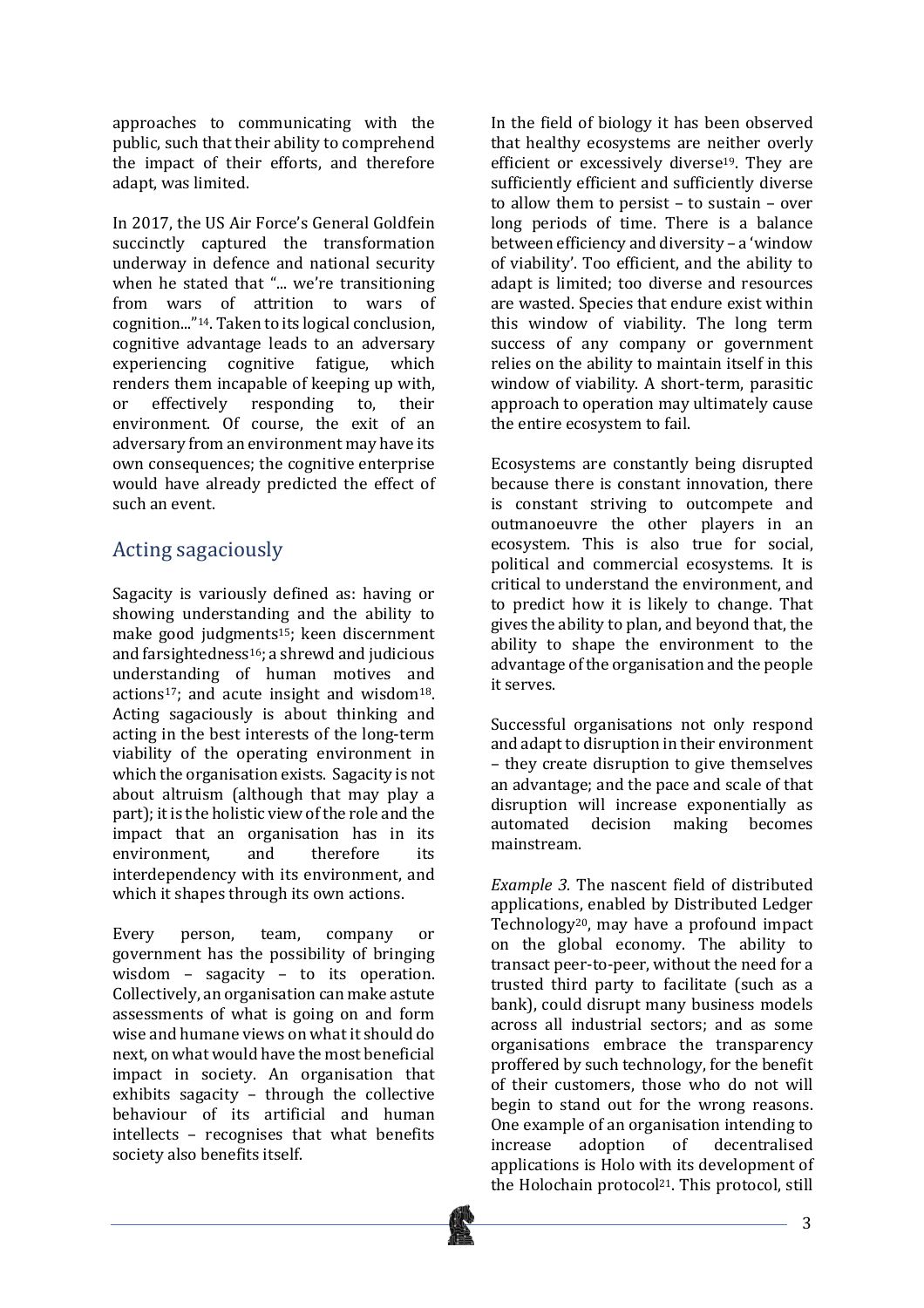approaches to communicating with the public, such that their ability to comprehend the impact of their efforts, and therefore adapt, was limited.

In 2017, the US Air Force's General Goldfein succinctly captured the transformation underway in defence and national security when he stated that "... we're transitioning from wars of attrition to wars of cognition..."[14]. Taken to its logical conclusion, cognitive advantage leads to an adversary experiencing cognitive fatigue, which renders them incapable of keeping up with, or effectively responding to, their environment. Of course, the exit of an adversary from an environment may have its own consequences; the cognitive enterprise would have already predicted the effect of such an event.

## Acting sagaciously

Sagacity is variously defined as: having or showing understanding and the ability to make good judgments[15]; keen discernment and farsightedness[16]; a shrewd and judicious understanding of human motives and actions[17]; and acute insight and wisdom[18]. Acting sagaciously is about thinking and acting in the best interests of the long-term viability of the operating environment in which the organisation exists. Sagacity is not about altruism (although that may play a part); it is the holistic view of the role and the impact that an organisation has in its environment, and therefore its interdependency with its environment, and which it shapes through its own actions.

Every person, team, company or government has the possibility of bringing wisdom – sagacity – to its operation. Collectively, an organisation can make astute assessments of what is going on and form wise and humane views on what it should do next, on what would have the most beneficial impact in society. An organisation that exhibits sagacity – through the collective behaviour of its artificial and human intellects – recognises that what benefits society also benefits itself.

In the field of biology it has been observed that healthy ecosystems are neither overly efficient or excessively diverse[19]. They are sufficiently efficient and sufficiently diverse to allow them to persist – to sustain – over long periods of time. There is a balance between efficiency and diversity – a 'window of viability'. Too efficient, and the ability to adapt is limited; too diverse and resources are wasted. Species that endure exist within this window of viability. The long term success of any company or government relies on the ability to maintain itself in this window of viability. A short-term, parasitic approach to operation may ultimately cause the entire ecosystem to fail.

Ecosystems are constantly being disrupted because there is constant innovation, there is constant striving to outcompete and outmanoeuvre the other players in an ecosystem. This is also true for social, political and commercial ecosystems. It is critical to understand the environment, and to predict how it is likely to change. That gives the ability to plan, and beyond that, the ability to shape the environment to the advantage of the organisation and the people it serves.

Successful organisations not only respond and adapt to disruption in their environment – they create disruption to give themselves an advantage; and the pace and scale of that disruption will increase exponentially as automated decision making becomes mainstream.

*Example 3.* The nascent field of distributed applications, enabled by Distributed Ledger Technology[20], may have a profound impact on the global economy. The ability to transact peer-to-peer, without the need for a trusted third party to facilitate (such as a bank), could disrupt many business models across all industrial sectors; and as some organisations embrace the transparency proffered by such technology, for the benefit of their customers, those who do not will begin to stand out for the wrong reasons. One example of an organisation intending to increase adoption of decentralised applications is Holo with its development of the Holochain protocol[21]. This protocol, still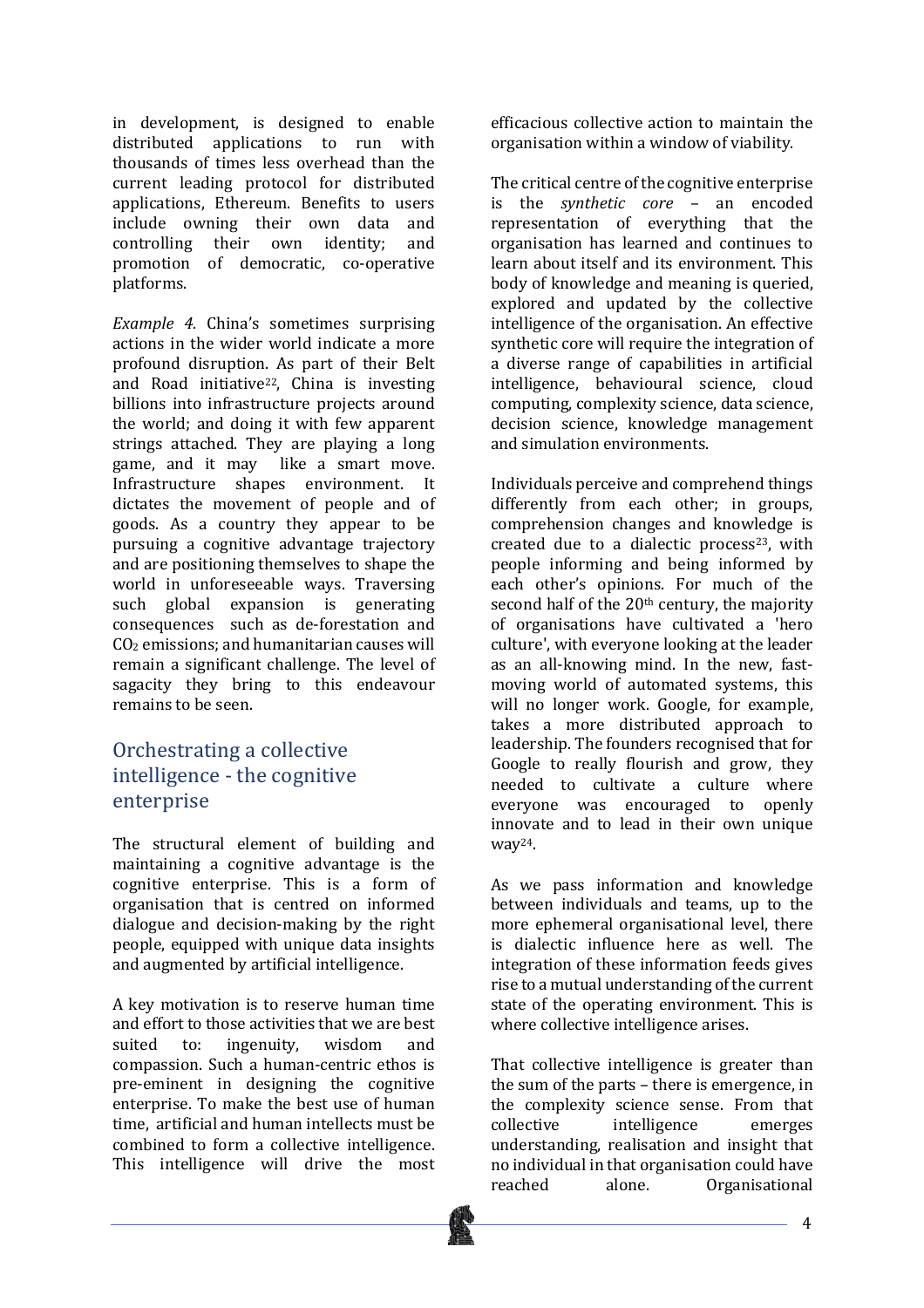in development, is designed to enable distributed applications to run with thousands of times less overhead than the current leading protocol for distributed applications, Ethereum. Benefits to users include owning their own data and controlling their own identity; and promotion of democratic, co-operative platforms.

*Example 4.* China's sometimes surprising actions in the wider world indicate a more profound disruption. As part of their Belt and Road initiative[22], China is investing billions into infrastructure projects around the world; and doing it with few apparent strings attached. They are playing a long game, and it may like a smart move. Infrastructure shapes environment. It dictates the movement of people and of goods. As a country they appear to be pursuing a cognitive advantage trajectory and are positioning themselves to shape the world in unforeseeable ways. Traversing such global expansion is generating consequences such as de-forestation and $CO_2$ emissions; and humanitarian causes will remain a significant challenge. The level of sagacity they bring to this endeavour remains to be seen.

## Orchestrating a collective intelligence - the cognitive enterprise

The structural element of building and maintaining a cognitive advantage is the cognitive enterprise. This is a form of organisation that is centred on informed dialogue and decision-making by the right people, equipped with unique data insights and augmented by artificial intelligence.

A key motivation is to reserve human time and effort to those activities that we are best suited to: ingenuity, wisdom and compassion. Such a human-centric ethos is pre-eminent in designing the cognitive enterprise. To make the best use of human time, artificial and human intellects must be combined to form a collective intelligence. This intelligence will drive the most efficacious collective action to maintain the organisation within a window of viability.

The critical centre of the cognitive enterprise is the *synthetic core* – an encoded representation of everything that the organisation has learned and continues to learn about itself and its environment. This body of knowledge and meaning is queried, explored and updated by the collective intelligence of the organisation. An effective synthetic core will require the integration of a diverse range of capabilities in artificial intelligence, behavioural science, cloud computing, complexity science, data science, decision science, knowledge management and simulation environments.

Individuals perceive and comprehend things differently from each other; in groups, comprehension changes and knowledge is created due to a dialectic process[23], with people informing and being informed by each other's opinions. For much of the second half of the 20th century, the majority of organisations have cultivated a 'hero culture', with everyone looking at the leader as an all-knowing mind. In the new, fast-moving world of automated systems, this will no longer work. Google, for example, takes a more distributed approach to leadership. The founders recognised that for Google to really flourish and grow, they needed to cultivate a culture where everyone was encouraged to openly innovate and to lead in their own unique way[24].

As we pass information and knowledge between individuals and teams, up to the more ephemeral organisational level, there is dialectic influence here as well. The integration of these information feeds gives rise to a mutual understanding of the current state of the operating environment. This is where collective intelligence arises.

That collective intelligence is greater than the sum of the parts – there is emergence, in the complexity science sense. From that collective intelligence emerges understanding, realisation and insight that no individual in that organisation could have reached alone. Organisational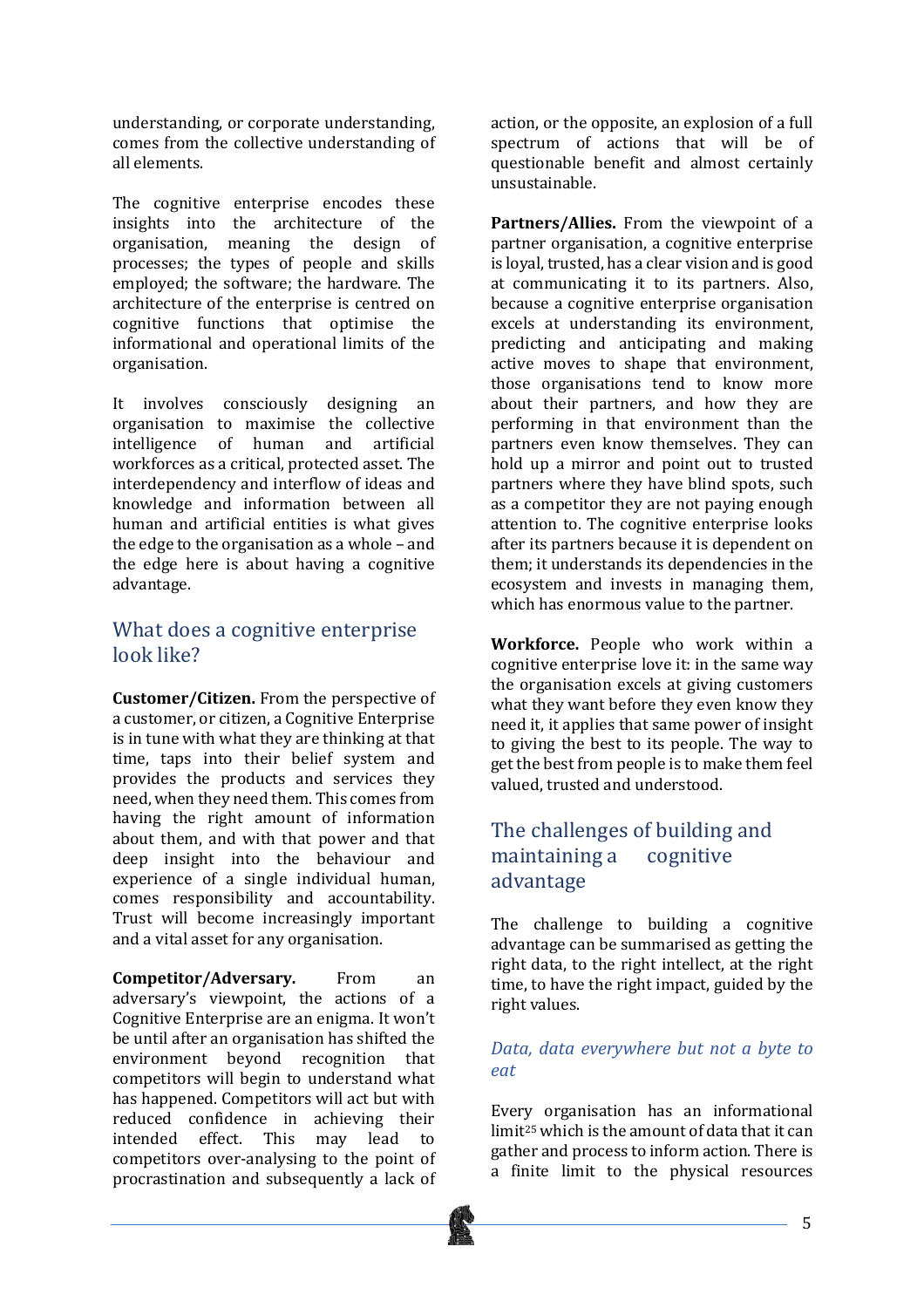understanding, or corporate understanding, comes from the collective understanding of all elements.

The cognitive enterprise encodes these insights into the architecture of the organisation, meaning the design of processes; the types of people and skills employed; the software; the hardware. The architecture of the enterprise is centred on cognitive functions that optimise the informational and operational limits of the organisation.

It involves consciously designing an organisation to maximise the collective intelligence of human and artificial workforces as a critical, protected asset. The interdependency and interflow of ideas and knowledge and information between all human and artificial entities is what gives the edge to the organisation as a whole – and the edge here is about having a cognitive advantage.

## What does a cognitive enterprise look like?

**Customer/Citizen.** From the perspective of a customer, or citizen, a Cognitive Enterprise is in tune with what they are thinking at that time, taps into their belief system and provides the products and services they need, when they need them. This comes from having the right amount of information about them, and with that power and that deep insight into the behaviour and experience of a single individual human, comes responsibility and accountability. Trust will become increasingly important and a vital asset for any organisation.

**Competitor/Adversary.** From an adversary's viewpoint, the actions of a Cognitive Enterprise are an enigma. It won't be until after an organisation has shifted the environment beyond recognition that competitors will begin to understand what has happened. Competitors will act but with reduced confidence in achieving their intended effect. This may lead to competitors over-analysing to the point of procrastination and subsequently a lack of action, or the opposite, an explosion of a full spectrum of actions that will be of questionable benefit and almost certainly unsustainable.

**Partners/Allies.** From the viewpoint of a partner organisation, a cognitive enterprise is loyal, trusted, has a clear vision and is good at communicating it to its partners. Also, because a cognitive enterprise organisation excels at understanding its environment, predicting and anticipating and making active moves to shape that environment, those organisations tend to know more about their partners, and how they are performing in that environment than the partners even know themselves. They can hold up a mirror and point out to trusted partners where they have blind spots, such as a competitor they are not paying enough attention to. The cognitive enterprise looks after its partners because it is dependent on them; it understands its dependencies in the ecosystem and invests in managing them, which has enormous value to the partner.

**Workforce.** People who work within a cognitive enterprise love it: in the same way the organisation excels at giving customers what they want before they even know they need it, it applies that same power of insight to giving the best to its people. The way to get the best from people is to make them feel valued, trusted and understood.

## The challenges of building and maintaining a cognitive advantage

The challenge to building a cognitive advantage can be summarised as getting the right data, to the right intellect, at the right time, to have the right impact, guided by the right values.

### *Data, data everywhere but not a byte to eat*

Every organisation has an informational limit[25] which is the amount of data that it can gather and process to inform action. There is a finite limit to the physical resources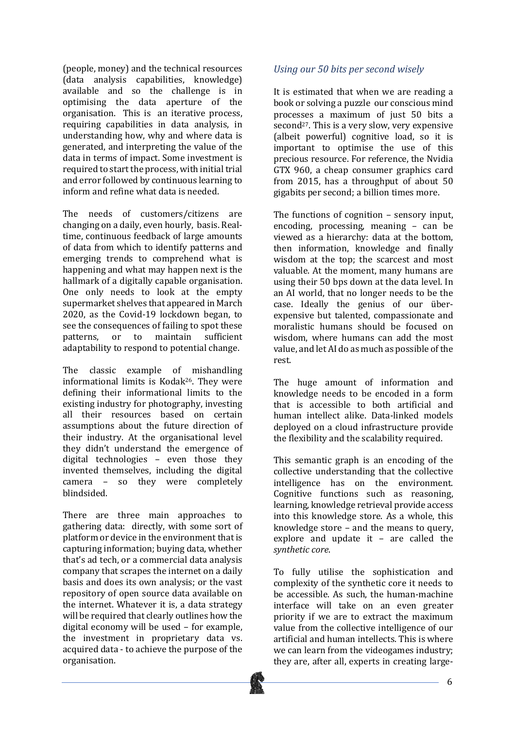(people, money) and the technical resources (data analysis capabilities, knowledge) available and so the challenge is in optimising the data aperture of the organisation. This is an iterative process, requiring capabilities in data analysis, in understanding how, why and where data is generated, and interpreting the value of the data in terms of impact. Some investment is required to start the process, with initial trial and error followed by continuous learning to inform and refine what data is needed.

The needs of customers/citizens are changing on a daily, even hourly, basis. Real-time, continuous feedback of large amounts of data from which to identify patterns and emerging trends to comprehend what is happening and what may happen next is the hallmark of a digitally capable organisation. One only needs to look at the empty supermarket shelves that appeared in March 2020, as the Covid-19 lockdown began, to see the consequences of failing to spot these patterns, or to maintain sufficient adaptability to respond to potential change.

The classic example of mishandling informational limits is Kodak[26]. They were defining their informational limits to the existing industry for photography, investing all their resources based on certain assumptions about the future direction of their industry. At the organisational level they didn't understand the emergence of digital technologies – even those they invented themselves, including the digital camera – so they were completely blindsided.

There are three main approaches to gathering data: directly, with some sort of platform or device in the environment that is capturing information; buying data, whether that's ad tech, or a commercial data analysis company that scrapes the internet on a daily basis and does its own analysis; or the vast repository of open source data available on the internet. Whatever it is, a data strategy will be required that clearly outlines how the digital economy will be used – for example, the investment in proprietary data vs. acquired data - to achieve the purpose of the organisation.

### *Using our 50 bits per second wisely*

It is estimated that when we are reading a book or solving a puzzle our conscious mind processes a maximum of just 50 bits a second[27]. This is a very slow, very expensive (albeit powerful) cognitive load, so it is important to optimise the use of this precious resource. For reference, the Nvidia GTX 960, a cheap consumer graphics card from 2015, has a throughput of about 50 gigabits per second; a billion times more.

The functions of cognition – sensory input, encoding, processing, meaning – can be viewed as a hierarchy: data at the bottom, then information, knowledge and finally wisdom at the top; the scarcest and most valuable. At the moment, many humans are using their 50 bps down at the data level. In an AI world, that no longer needs to be the case. Ideally the genius of our über-expensive but talented, compassionate and moralistic humans should be focused on wisdom, where humans can add the most value, and let AI do as much as possible of the rest.

The huge amount of information and knowledge needs to be encoded in a form that is accessible to both artificial and human intellect alike. Data-linked models deployed on a cloud infrastructure provide the flexibility and the scalability required.

This semantic graph is an encoding of the collective understanding that the collective intelligence has on the environment. Cognitive functions such as reasoning, learning, knowledge retrieval provide access into this knowledge store. As a whole, this knowledge store – and the means to query, explore and update it – are called the *synthetic core*.

To fully utilise the sophistication and complexity of the synthetic core it needs to be accessible. As such, the human-machine interface will take on an even greater priority if we are to extract the maximum value from the collective intelligence of our artificial and human intellects. This is where we can learn from the videogames industry; they are, after all, experts in creating large-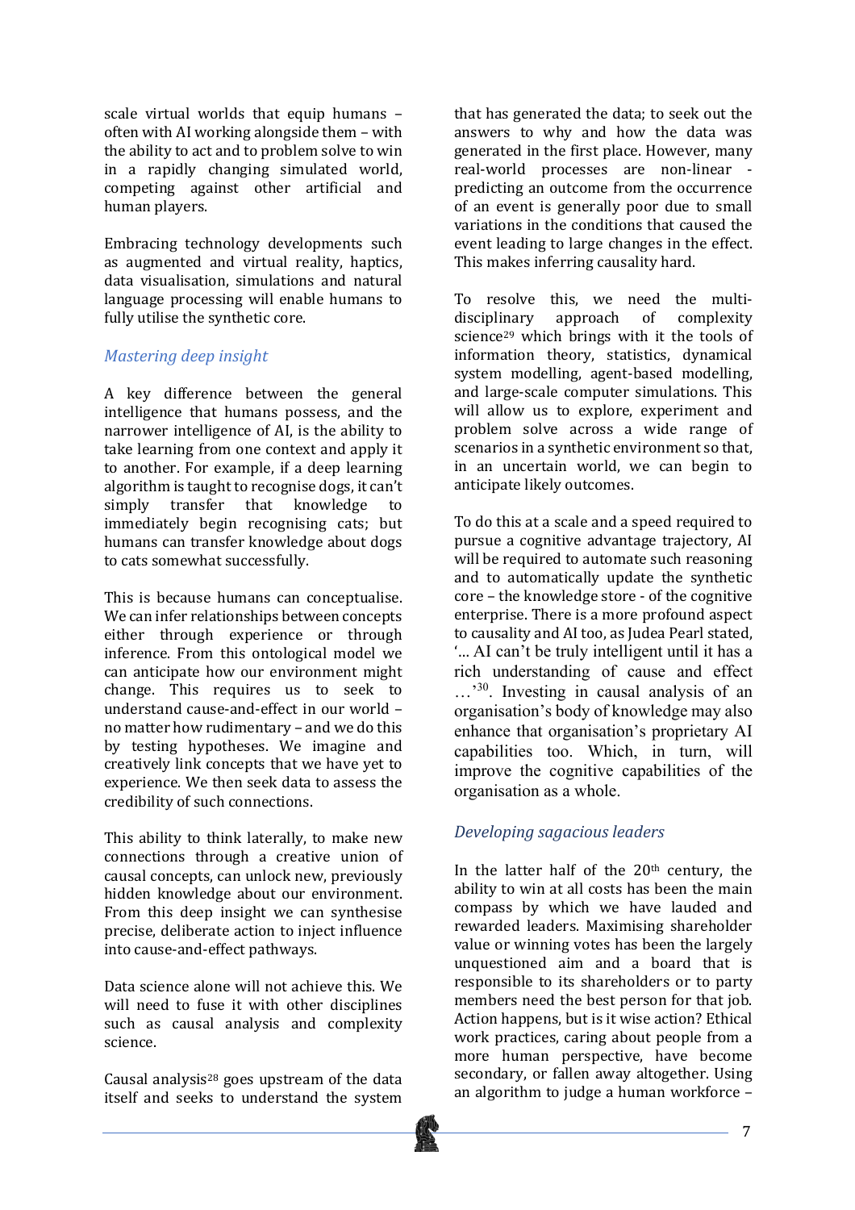scale virtual worlds that equip humans – often with AI working alongside them – with the ability to act and to problem solve to win in a rapidly changing simulated world, competing against other artificial and human players.

Embracing technology developments such as augmented and virtual reality, haptics, data visualisation, simulations and natural language processing will enable humans to fully utilise the synthetic core.

### *Mastering deep insight*

A key difference between the general intelligence that humans possess, and the narrower intelligence of AI, is the ability to take learning from one context and apply it to another. For example, if a deep learning algorithm is taught to recognise dogs, it can't simply transfer that knowledge to immediately begin recognising cats; but humans can transfer knowledge about dogs to cats somewhat successfully.

This is because humans can conceptualise. We can infer relationships between concepts either through experience or through inference. From this ontological model we can anticipate how our environment might change. This requires us to seek to understand cause-and-effect in our world – no matter how rudimentary – and we do this by testing hypotheses. We imagine and creatively link concepts that we have yet to experience. We then seek data to assess the credibility of such connections.

This ability to think laterally, to make new connections through a creative union of causal concepts, can unlock new, previously hidden knowledge about our environment. From this deep insight we can synthesise precise, deliberate action to inject influence into cause-and-effect pathways.

Data science alone will not achieve this. We will need to fuse it with other disciplines such as causal analysis and complexity science.

Causal analysis[28] goes upstream of the data itself and seeks to understand the system that has generated the data; to seek out the answers to why and how the data was generated in the first place. However, many real-world processes are non-linear - predicting an outcome from the occurrence of an event is generally poor due to small variations in the conditions that caused the event leading to large changes in the effect. This makes inferring causality hard.

To resolve this, we need the multi-disciplinary approach of complexity science[29] which brings with it the tools of information theory, statistics, dynamical system modelling, agent-based modelling, and large-scale computer simulations. This will allow us to explore, experiment and problem solve across a wide range of scenarios in a synthetic environment so that, in an uncertain world, we can begin to anticipate likely outcomes.

To do this at a scale and a speed required to pursue a cognitive advantage trajectory, AI will be required to automate such reasoning and to automatically update the synthetic core – the knowledge store - of the cognitive enterprise. There is a more profound aspect to causality and AI too, as Judea Pearl stated, '... AI can't be truly intelligent until it has a rich understanding of cause and effect …'[30]. Investing in causal analysis of an organisation's body of knowledge may also enhance that organisation's proprietary AI capabilities too. Which, in turn, will improve the cognitive capabilities of the organisation as a whole.

### *Developing sagacious leaders*

In the latter half of the 20th century, the ability to win at all costs has been the main compass by which we have lauded and rewarded leaders. Maximising shareholder value or winning votes has been the largely unquestioned aim and a board that is responsible to its shareholders or to party members need the best person for that job. Action happens, but is it wise action? Ethical work practices, caring about people from a more human perspective, have become secondary, or fallen away altogether. Using an algorithm to judge a human workforce –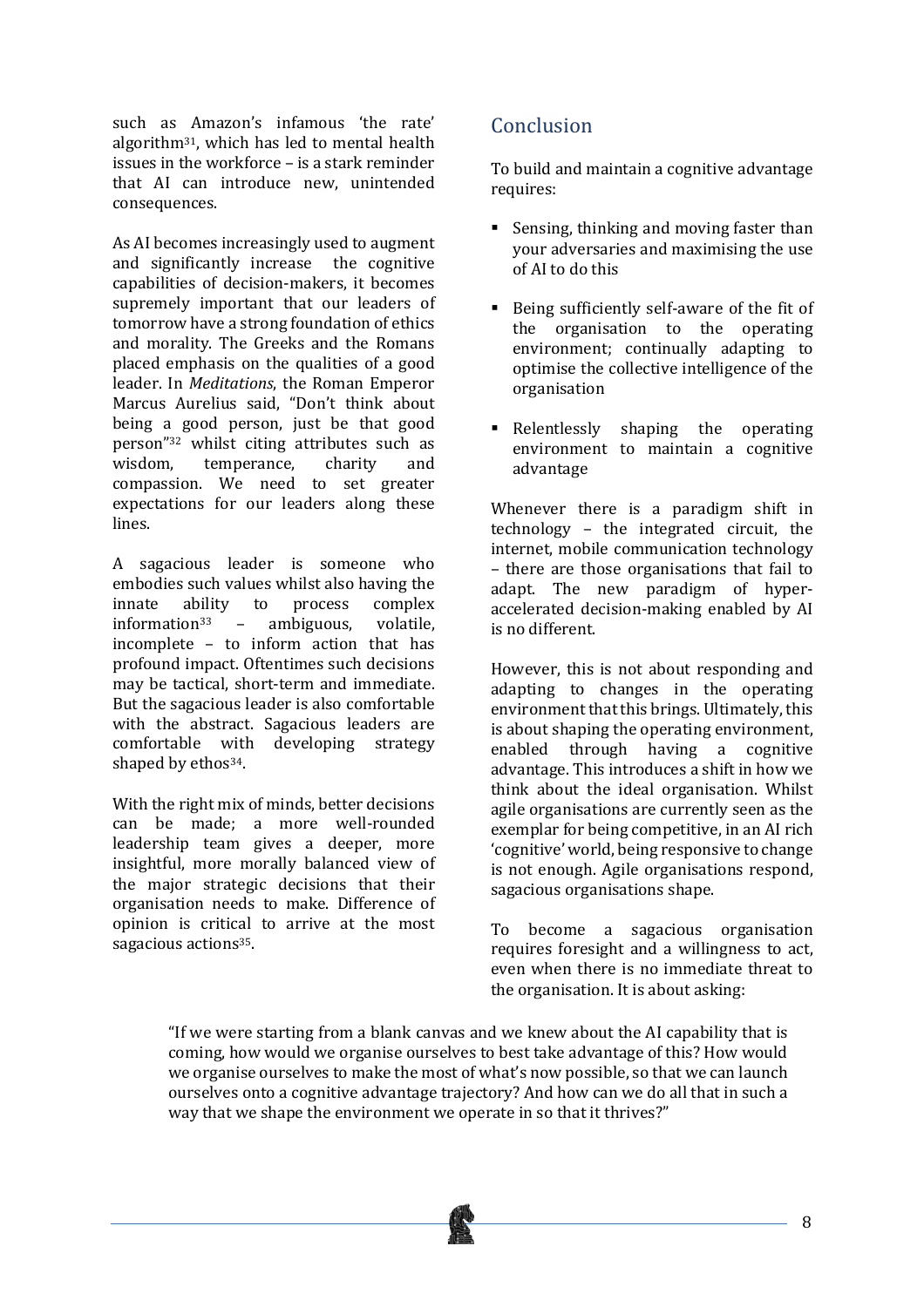such as Amazon's infamous 'the rate' algorithm[31], which has led to mental health issues in the workforce – is a stark reminder that AI can introduce new, unintended consequences.

As AI becomes increasingly used to augment and significantly increase the cognitive capabilities of decision-makers, it becomes supremely important that our leaders of tomorrow have a strong foundation of ethics and morality. The Greeks and the Romans placed emphasis on the qualities of a good leader. In *Meditations*, the Roman Emperor Marcus Aurelius said, "Don't think about being a good person, just be that good person"[32] whilst citing attributes such as wisdom, temperance, charity and compassion. We need to set greater expectations for our leaders along these lines.

A sagacious leader is someone who embodies such values whilst also having the innate ability to process complex information[33] – ambiguous, volatile, incomplete – to inform action that has profound impact. Oftentimes such decisions may be tactical, short-term and immediate. But the sagacious leader is also comfortable with the abstract. Sagacious leaders are comfortable with developing strategy shaped by ethos[34].

With the right mix of minds, better decisions can be made; a more well-rounded leadership team gives a deeper, more insightful, more morally balanced view of the major strategic decisions that their organisation needs to make. Difference of opinion is critical to arrive at the most sagacious actions[35].

## Conclusion

To build and maintain a cognitive advantage requires:

- Sensing, thinking and moving faster than your adversaries and maximising the use of AI to do this
- Being sufficiently self-aware of the fit of the organisation to the operating environment; continually adapting to optimise the collective intelligence of the organisation
- Relentlessly shaping the operating environment to maintain a cognitive advantage

Whenever there is a paradigm shift in technology – the integrated circuit, the internet, mobile communication technology – there are those organisations that fail to adapt. The new paradigm of hyper-accelerated decision-making enabled by AI is no different.

However, this is not about responding and adapting to changes in the operating environment that this brings. Ultimately, this is about shaping the operating environment, enabled through having a cognitive advantage. This introduces a shift in how we think about the ideal organisation. Whilst agile organisations are currently seen as the exemplar for being competitive, in an AI rich 'cognitive' world, being responsive to change is not enough. Agile organisations respond, sagacious organisations shape.

To become a sagacious organisation requires foresight and a willingness to act, even when there is no immediate threat to the organisation. It is about asking:

> "If we were starting from a blank canvas and we knew about the AI capability that is coming, how would we organise ourselves to best take advantage of this? How would we organise ourselves to make the most of what's now possible, so that we can launch ourselves onto a cognitive advantage trajectory? And how can we do all that in such a way that we shape the environment we operate in so that it thrives?"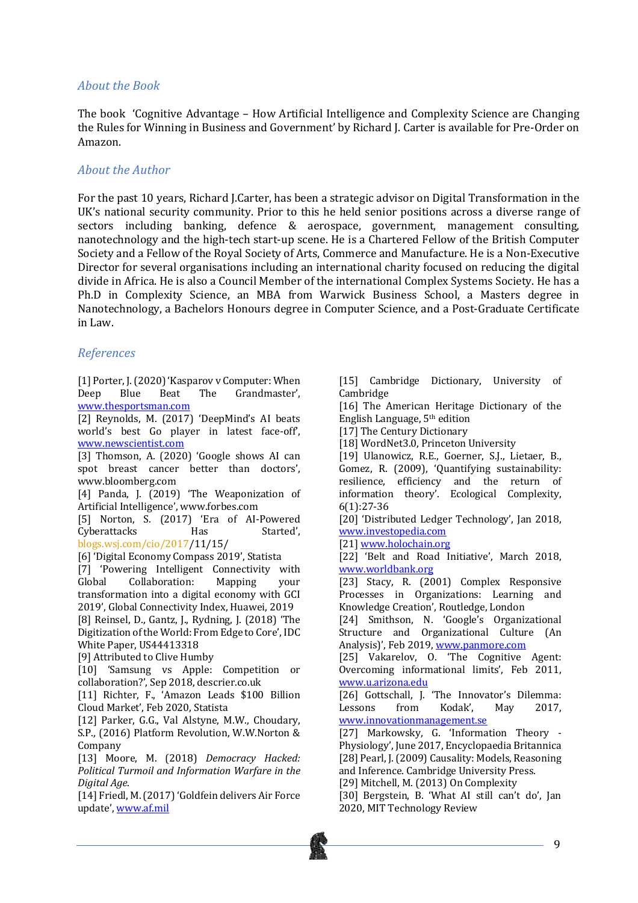## *About the Book*

The book 'Cognitive Advantage – How Artificial Intelligence and Complexity Science are Changing the Rules for Winning in Business and Government' by Richard J. Carter is available for Pre-Order on Amazon.

## *About the Author*

For the past 10 years, Richard J.Carter, has been a strategic advisor on Digital Transformation in the UK's national security community. Prior to this he held senior positions across a diverse range of sectors including banking, defence & aerospace, government, management consulting, nanotechnology and the high-tech start-up scene. He is a Chartered Fellow of the British Computer Society and a Fellow of the Royal Society of Arts, Commerce and Manufacture. He is a Non-Executive Director for several organisations including an international charity focused on reducing the digital divide in Africa. He is also a Council Member of the international Complex Systems Society. He has a Ph.D in Complexity Science, an MBA from Warwick Business School, a Masters degree in Nanotechnology, a Bachelors Honours degree in Computer Science, and a Post-Graduate Certificate in Law.

## *References*

[1] Porter, J. (2020) 'Kasparov v Computer: When Deep Blue Beat The Grandmaster', www.thesportsman.com

[2] Reynolds, M. (2017) 'DeepMind's AI beats world's best Go player in latest face-off', www.newscientist.com

[3] Thomson, A. (2020) 'Google shows AI can spot breast cancer better than doctors', www.bloomberg.com

[4] Panda, J. (2019) 'The Weaponization of Artificial Intelligence', www.forbes.com

[5] Norton, S. (2017) 'Era of AI-Powered Cyberattacks Has Started', blogs.wsj.com/cio/2017/11/15/

[6] 'Digital Economy Compass 2019', Statista

[7] 'Powering Intelligent Connectivity with Global Collaboration: Mapping your transformation into a digital economy with GCI 2019', Global Connectivity Index, Huawei, 2019

[8] Reinsel, D., Gantz, J., Rydning, J. (2018) 'The Digitization of the World: From Edge to Core', IDC White Paper, US44413318

[9] Attributed to Clive Humby

[10] 'Samsung vs Apple: Competition or collaboration?', Sep 2018, descrier.co.uk

[11] Richter, F., 'Amazon Leads $100 Billion Cloud Market', Feb 2020, Statista

[12] Parker, G.G., Val Alstyne, M.W., Choudary, S.P., (2016) Platform Revolution, W.W.Norton & Company

[13] Moore, M. (2018) *Democracy Hacked: Political Turmoil and Information Warfare in the Digital Age*.

[14] Friedl, M. (2017) 'Goldfein delivers Air Force update', www.af.mil

[15] Cambridge Dictionary, University of Cambridge

[16] The American Heritage Dictionary of the English Language, 5th edition

[17] The Century Dictionary

[18] WordNet3.0, Princeton University

[19] Ulanowicz, R.E., Goerner, S.J., Lietaer, B., Gomez, R. (2009), 'Quantifying sustainability: resilience, efficiency and the return of information theory'. Ecological Complexity, 6(1):27-36

[20] 'Distributed Ledger Technology', Jan 2018, www.investopedia.com

[21] www.holochain.org

[22] 'Belt and Road Initiative', March 2018, www.worldbank.org

[23] Stacy, R. (2001) Complex Responsive Processes in Organizations: Learning and Knowledge Creation', Routledge, London

[24] Smithson, N. 'Google's Organizational Structure and Organizational Culture (An Analysis)', Feb 2019, www.panmore.com

[25] Vakarelov, O. 'The Cognitive Agent: Overcoming informational limits', Feb 2011, www.u.arizona.edu

[26] Gottschall, J. 'The Innovator's Dilemma: Lessons from Kodak', May 2017, www.innovationmanagement.se

[27] Markowsky, G. 'Information Theory - Physiology', June 2017, Encyclopaedia Britannica

[28] Pearl, J. (2009) Causality: Models, Reasoning and Inference. Cambridge University Press.

[29] Mitchell, M. (2013) On Complexity

[30] Bergstein, B. 'What AI still can't do', Jan 2020, MIT Technology Review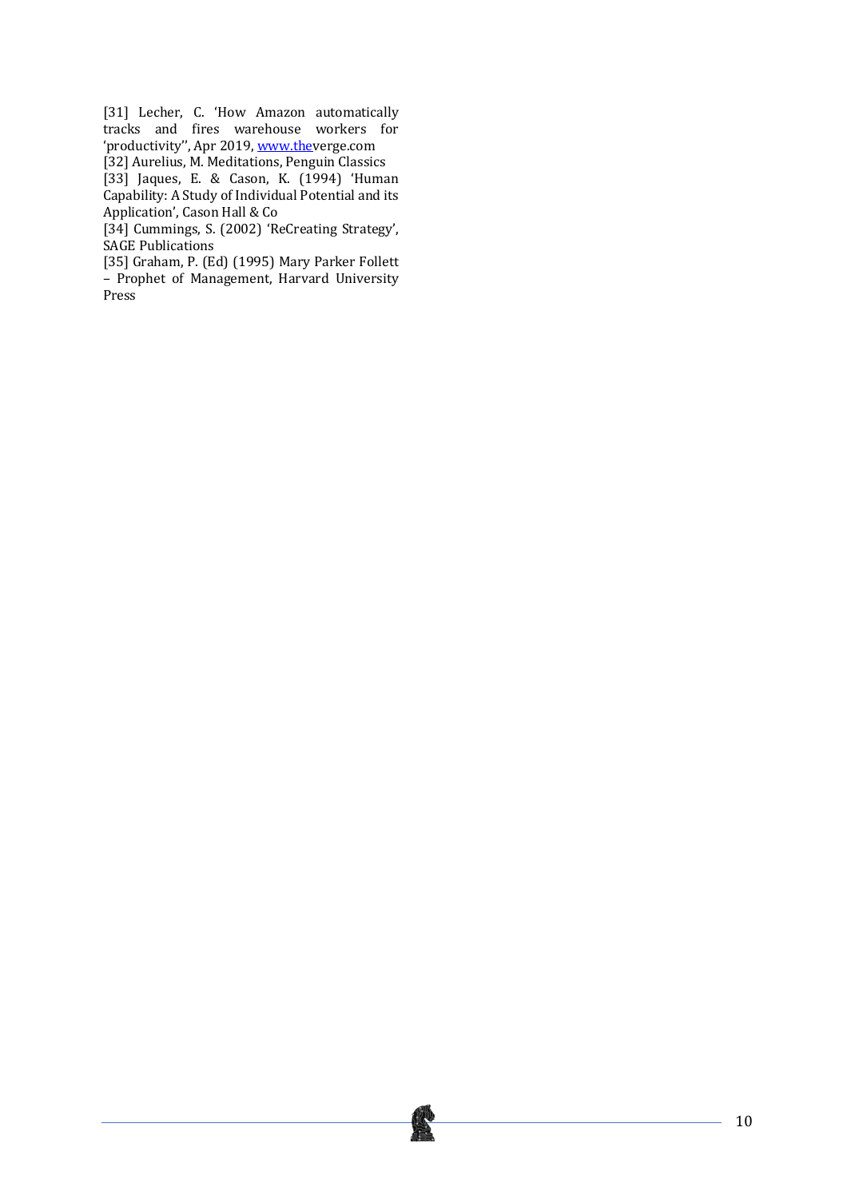[31] Lecher, C. 'How Amazon automatically tracks and fires warehouse workers for 'productivity'', Apr 2019, www.theverge.com

[32] Aurelius, M. Meditations, Penguin Classics

[33] Jaques, E. & Cason, K. (1994) 'Human Capability: A Study of Individual Potential and its Application', Cason Hall & Co

[34] Cummings, S. (2002) 'ReCreating Strategy', SAGE Publications

[35] Graham, P. (Ed) (1995) Mary Parker Follett – Prophet of Management, Harvard University Press